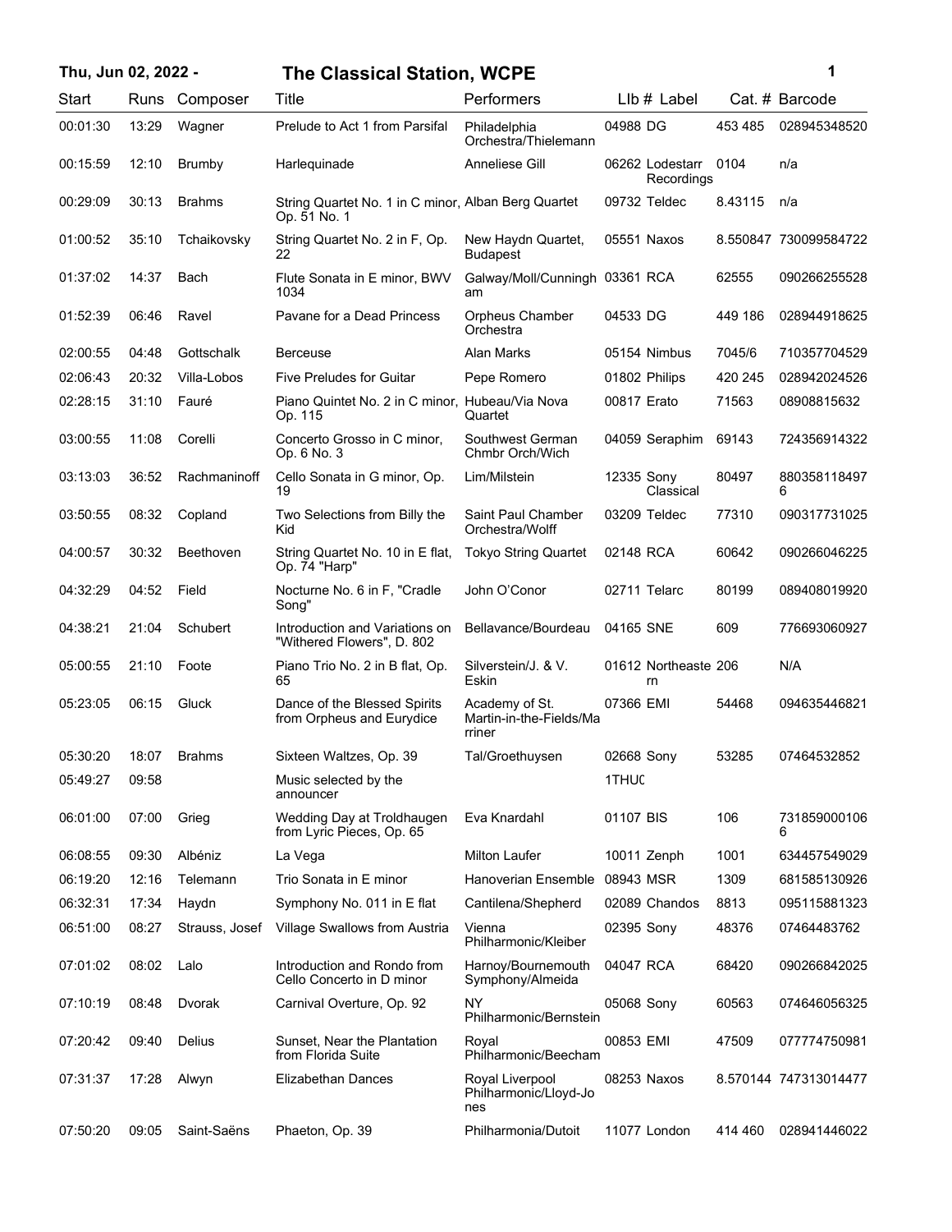# The Classical Station, WCPE

Thu, Jun 02, 2022 -

| Start | Runs | Composer | Title | Performers | LIb # | Label | Cat. # | Barcode |
|---|---|---|---|---|---|---|---|---|
| 00:01:30 | 13:29 | Wagner | Prelude to Act 1 from Parsifal | Philadelphia Orchestra/Thielemann | 04988 | DG | 453 485 | 028945348520 |
| 00:15:59 | 12:10 | Brumby | Harlequinade | Anneliese Gill | 06262 | Lodestarr Recordings | 0104 | n/a |
| 00:29:09 | 30:13 | Brahms | String Quartet No. 1 in C minor, Op. 51 No. 1 | Alban Berg Quartet | 09732 | Teldec | 8.43115 | n/a |
| 01:00:52 | 35:10 | Tchaikovsky | String Quartet No. 2 in F, Op. 22 | New Haydn Quartet, Budapest | 05551 | Naxos | 8.550847 | 730099584722 |
| 01:37:02 | 14:37 | Bach | Flute Sonata in E minor, BWV 1034 | Galway/Moll/Cunningham | 03361 | RCA | 62555 | 090266255528 |
| 01:52:39 | 06:46 | Ravel | Pavane for a Dead Princess | Orpheus Chamber Orchestra | 04533 | DG | 449 186 | 028944918625 |
| 02:00:55 | 04:48 | Gottschalk | Berceuse | Alan Marks | 05154 | Nimbus | 7045/6 | 710357704529 |
| 02:06:43 | 20:32 | Villa-Lobos | Five Preludes for Guitar | Pepe Romero | 01802 | Philips | 420 245 | 028942024526 |
| 02:28:15 | 31:10 | Fauré | Piano Quintet No. 2 in C minor, Op. 115 | Hubeau/Via Nova Quartet | 00817 | Erato | 71563 | 08908815632 |
| 03:00:55 | 11:08 | Corelli | Concerto Grosso in C minor, Op. 6 No. 3 | Southwest German Chmbr Orch/Wich | 04059 | Seraphim | 69143 | 724356914322 |
| 03:13:03 | 36:52 | Rachmaninoff | Cello Sonata in G minor, Op. 19 | Lim/Milstein | 12335 | Sony Classical | 80497 | 8803581184976 |
| 03:50:55 | 08:32 | Copland | Two Selections from Billy the Kid | Saint Paul Chamber Orchestra/Wolff | 03209 | Teldec | 77310 | 090317731025 |
| 04:00:57 | 30:32 | Beethoven | String Quartet No. 10 in E flat, Op. 74 "Harp" | Tokyo String Quartet | 02148 | RCA | 60642 | 090266046225 |
| 04:32:29 | 04:52 | Field | Nocturne No. 6 in F, "Cradle Song" | John O'Conor | 02711 | Telarc | 80199 | 089408019920 |
| 04:38:21 | 21:04 | Schubert | Introduction and Variations on "Withered Flowers", D. 802 | Bellavance/Bourdeau | 04165 | SNE | 609 | 776693060927 |
| 05:00:55 | 21:10 | Foote | Piano Trio No. 2 in B flat, Op. 65 | Silverstein/J. & V. Eskin | 01612 | Northeastern | 206 | N/A |
| 05:23:05 | 06:15 | Gluck | Dance of the Blessed Spirits from Orpheus and Eurydice | Academy of St. Martin-in-the-Fields/Marriner | 07366 | EMI | 54468 | 094635446821 |
| 05:30:20 | 18:07 | Brahms | Sixteen Waltzes, Op. 39 | Tal/Groethuysen | 02668 | Sony | 53285 | 07464532852 |
| 05:49:27 | 09:58 | | Music selected by the announcer | | 1THUC | | | |
| 06:01:00 | 07:00 | Grieg | Wedding Day at Troldhaugen from Lyric Pieces, Op. 65 | Eva Knardahl | 01107 | BIS | 106 | 7318590001066 |
| 06:08:55 | 09:30 | Albéniz | La Vega | Milton Laufer | 10011 | Zenph | 1001 | 634457549029 |
| 06:19:20 | 12:16 | Telemann | Trio Sonata in E minor | Hanoverian Ensemble | 08943 | MSR | 1309 | 681585130926 |
| 06:32:31 | 17:34 | Haydn | Symphony No. 011 in E flat | Cantilena/Shepherd | 02089 | Chandos | 8813 | 095115881323 |
| 06:51:00 | 08:27 | Strauss, Josef | Village Swallows from Austria | Vienna Philharmonic/Kleiber | 02395 | Sony | 48376 | 07464483762 |
| 07:01:02 | 08:02 | Lalo | Introduction and Rondo from Cello Concerto in D minor | Harnoy/Bournemouth Symphony/Almeida | 04047 | RCA | 68420 | 090266842025 |
| 07:10:19 | 08:48 | Dvorak | Carnival Overture, Op. 92 | NY Philharmonic/Bernstein | 05068 | Sony | 60563 | 074646056325 |
| 07:20:42 | 09:40 | Delius | Sunset, Near the Plantation from Florida Suite | Royal Philharmonic/Beecham | 00853 | EMI | 47509 | 077774750981 |
| 07:31:37 | 17:28 | Alwyn | Elizabethan Dances | Royal Liverpool Philharmonic/Lloyd-Jones | 08253 | Naxos | 8.570144 | 747313014477 |
| 07:50:20 | 09:05 | Saint-Saëns | Phaeton, Op. 39 | Philharmonia/Dutoit | 11077 | London | 414 460 | 028941446022 |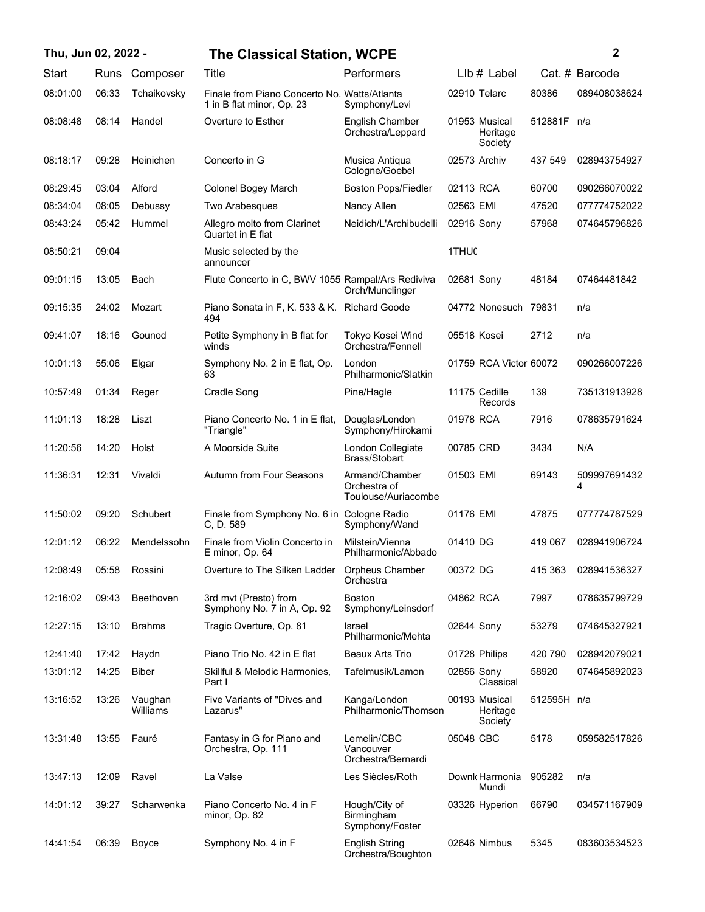# The Classical Station, WCPE

Thu, Jun 02, 2022 -

| Start | Runs | Composer | Title | Performers | LIb # | Label | Cat. # | Barcode |
|---|---|---|---|---|---|---|---|---|
| 08:01:00 | 06:33 | Tchaikovsky | Finale from Piano Concerto No. 1 in B flat minor, Op. 23 | Watts/Atlanta Symphony/Levi | 02910 | Telarc | 80386 | 089408038624 |
| 08:08:48 | 08:14 | Handel | Overture to Esther | English Chamber Orchestra/Leppard | 01953 | Musical Heritage Society | 512881F | n/a |
| 08:18:17 | 09:28 | Heinichen | Concerto in G | Musica Antiqua Cologne/Goebel | 02573 | Archiv | 437 549 | 028943754927 |
| 08:29:45 | 03:04 | Alford | Colonel Bogey March | Boston Pops/Fiedler | 02113 | RCA | 60700 | 090266070022 |
| 08:34:04 | 08:05 | Debussy | Two Arabesques | Nancy Allen | 02563 | EMI | 47520 | 077774752022 |
| 08:43:24 | 05:42 | Hummel | Allegro molto from Clarinet Quartet in E flat | Neidich/L'Archibudelli | 02916 | Sony | 57968 | 074645796826 |
| 08:50:21 | 09:04 | | Music selected by the announcer | | 1THU( | | | |
| 09:01:15 | 13:05 | Bach | Flute Concerto in C, BWV 1055 | Rampal/Ars Rediviva Orch/Munclinger | 02681 | Sony | 48184 | 07464481842 |
| 09:15:35 | 24:02 | Mozart | Piano Sonata in F, K. 533 & K. 494 | Richard Goode | 04772 | Nonesuch | 79831 | n/a |
| 09:41:07 | 18:16 | Gounod | Petite Symphony in B flat for winds | Tokyo Kosei Wind Orchestra/Fennell | 05518 | Kosei | 2712 | n/a |
| 10:01:13 | 55:06 | Elgar | Symphony No. 2 in E flat, Op. 63 | London Philharmonic/Slatkin | 01759 | RCA Victor | 60072 | 090266007226 |
| 10:57:49 | 01:34 | Reger | Cradle Song | Pine/Hagle | 11175 | Cedille Records | 139 | 735131913928 |
| 11:01:13 | 18:28 | Liszt | Piano Concerto No. 1 in E flat, "Triangle" | Douglas/London Symphony/Hirokami | 01978 | RCA | 7916 | 078635791624 |
| 11:20:56 | 14:20 | Holst | A Moorside Suite | London Collegiate Brass/Stobart | 00785 | CRD | 3434 | N/A |
| 11:36:31 | 12:31 | Vivaldi | Autumn from Four Seasons | Armand/Chamber Orchestra of Toulouse/Auriacombe | 01503 | EMI | 69143 | 5099976914324 |
| 11:50:02 | 09:20 | Schubert | Finale from Symphony No. 6 in C, D. 589 | Cologne Radio Symphony/Wand | 01176 | EMI | 47875 | 077774787529 |
| 12:01:12 | 06:22 | Mendelssohn | Finale from Violin Concerto in E minor, Op. 64 | Milstein/Vienna Philharmonic/Abbado | 01410 | DG | 419 067 | 028941906724 |
| 12:08:49 | 05:58 | Rossini | Overture to The Silken Ladder | Orpheus Chamber Orchestra | 00372 | DG | 415 363 | 028941536327 |
| 12:16:02 | 09:43 | Beethoven | 3rd mvt (Presto) from Symphony No. 7 in A, Op. 92 | Boston Symphony/Leinsdorf | 04862 | RCA | 7997 | 078635799729 |
| 12:27:15 | 13:10 | Brahms | Tragic Overture, Op. 81 | Israel Philharmonic/Mehta | 02644 | Sony | 53279 | 074645327921 |
| 12:41:40 | 17:42 | Haydn | Piano Trio No. 42 in E flat | Beaux Arts Trio | 01728 | Philips | 420 790 | 028942079021 |
| 13:01:12 | 14:25 | Biber | Skillful & Melodic Harmonies, Part I | Tafelmusik/Lamon | 02856 | Sony Classical | 58920 | 074645892023 |
| 13:16:52 | 13:26 | Vaughan Williams | Five Variants of "Dives and Lazarus" | Kanga/London Philharmonic/Thomson | 00193 | Musical Heritage Society | 512595H | n/a |
| 13:31:48 | 13:55 | Fauré | Fantasy in G for Piano and Orchestra, Op. 111 | Lemelin/CBC Vancouver Orchestra/Bernardi | 05048 | CBC | 5178 | 059582517826 |
| 13:47:13 | 12:09 | Ravel | La Valse | Les Siècles/Roth | Downl( | Harmonia Mundi | 905282 | n/a |
| 14:01:12 | 39:27 | Scharwenka | Piano Concerto No. 4 in F minor, Op. 82 | Hough/City of Birmingham Symphony/Foster | 03326 | Hyperion | 66790 | 034571167909 |
| 14:41:54 | 06:39 | Boyce | Symphony No. 4 in F | English String Orchestra/Boughton | 02646 | Nimbus | 5345 | 083603534523 |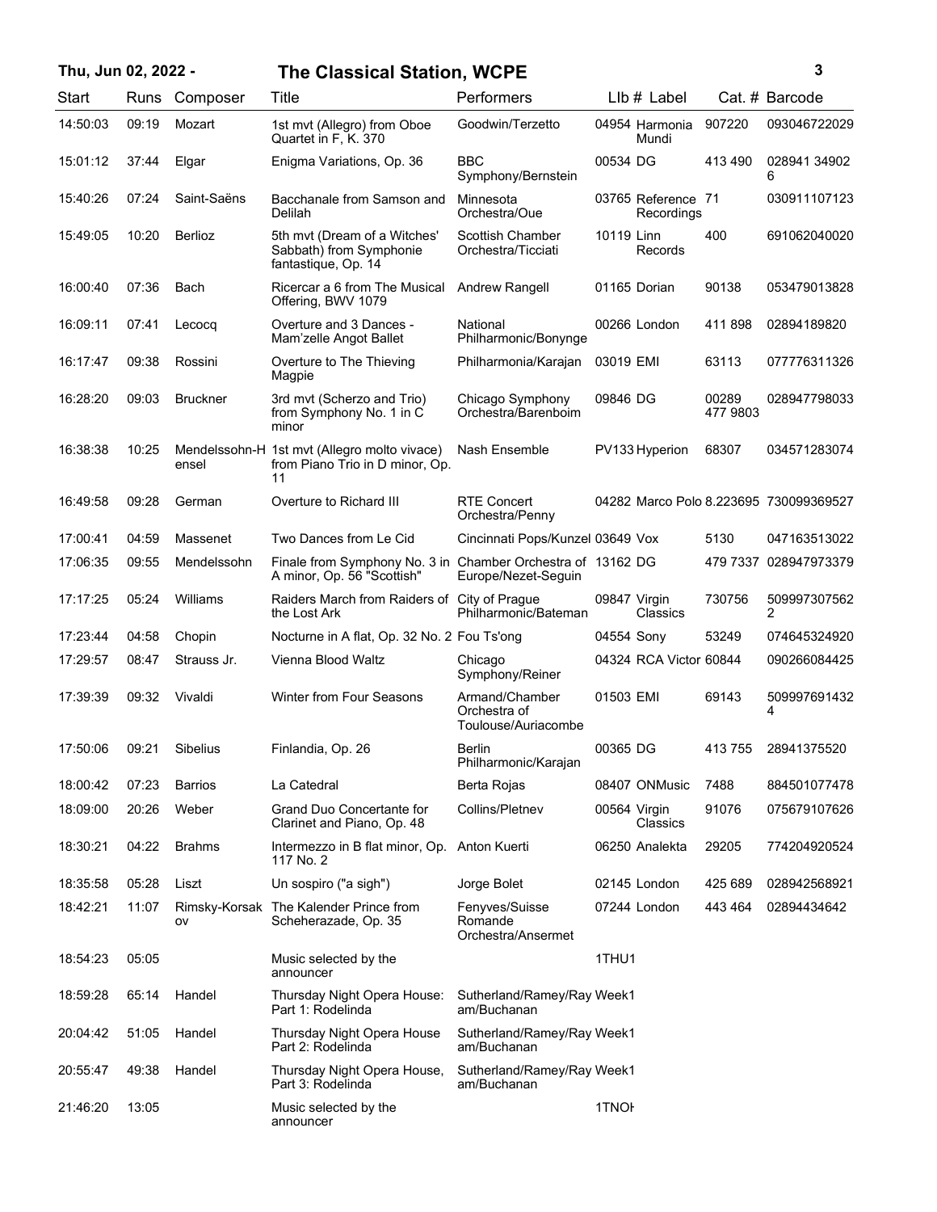**Thu, Jun 02, 2022 - The Classical Station, WCPE**

| Start | Runs | Composer | Title | Performers | Llb # | Label | Cat. # | Barcode |
|---|---|---|---|---|---|---|---|---|
| 14:50:03 | 09:19 | Mozart | 1st mvt (Allegro) from Oboe Quartet in F, K. 370 | Goodwin/Terzetto | 04954 | Harmonia Mundi | 907220 | 093046722029 |
| 15:01:12 | 37:44 | Elgar | Enigma Variations, Op. 36 | BBC Symphony/Bernstein | 00534 | DG | 413 490 | 028941 34902 6 |
| 15:40:26 | 07:24 | Saint-Saëns | Bacchanale from Samson and Delilah | Minnesota Orchestra/Oue | 03765 | Reference Recordings | 71 | 030911107123 |
| 15:49:05 | 10:20 | Berlioz | 5th mvt (Dream of a Witches' Sabbath) from Symphonie fantastique, Op. 14 | Scottish Chamber Orchestra/Ticciati | 10119 | Linn Records | 400 | 691062040020 |
| 16:00:40 | 07:36 | Bach | Ricercar a 6 from The Musical Offering, BWV 1079 | Andrew Rangell | 01165 | Dorian | 90138 | 053479013828 |
| 16:09:11 | 07:41 | Lecocq | Overture and 3 Dances - Mam'zelle Angot Ballet | National Philharmonic/Bonynge | 00266 | London | 411 898 | 02894189820 |
| 16:17:47 | 09:38 | Rossini | Overture to The Thieving Magpie | Philharmonia/Karajan | 03019 | EMI | 63113 | 077776311326 |
| 16:28:20 | 09:03 | Bruckner | 3rd mvt (Scherzo and Trio) from Symphony No. 1 in C minor | Chicago Symphony Orchestra/Barenboim | 09846 | DG | 00289 477 9803 | 028947798033 |
| 16:38:38 | 10:25 | Mendelssohn-Hensel | 1st mvt (Allegro molto vivace) from Piano Trio in D minor, Op. 11 | Nash Ensemble | PV133 | Hyperion | 68307 | 034571283074 |
| 16:49:58 | 09:28 | German | Overture to Richard III | RTE Concert Orchestra/Penny | 04282 | Marco Polo | 8.223695 | 730099369527 |
| 17:00:41 | 04:59 | Massenet | Two Dances from Le Cid | Cincinnati Pops/Kunzel | 03649 | Vox | 5130 | 047163513022 |
| 17:06:35 | 09:55 | Mendelssohn | Finale from Symphony No. 3 in A minor, Op. 56 "Scottish" | Chamber Orchestra of Europe/Nezet-Seguin | 13162 | DG | 479 7337 | 028947973379 |
| 17:17:25 | 05:24 | Williams | Raiders March from Raiders of the Lost Ark | City of Prague Philharmonic/Bateman | 09847 | Virgin Classics | 730756 | 509997307562 2 |
| 17:23:44 | 04:58 | Chopin | Nocturne in A flat, Op. 32 No. 2 | Fou Ts'ong | 04554 | Sony | 53249 | 074645324920 |
| 17:29:57 | 08:47 | Strauss Jr. | Vienna Blood Waltz | Chicago Symphony/Reiner | 04324 | RCA Victor | 60844 | 090266084425 |
| 17:39:39 | 09:32 | Vivaldi | Winter from Four Seasons | Armand/Chamber Orchestra of Toulouse/Auriacombe | 01503 | EMI | 69143 | 509997691432 4 |
| 17:50:06 | 09:21 | Sibelius | Finlandia, Op. 26 | Berlin Philharmonic/Karajan | 00365 | DG | 413 755 | 28941375520 |
| 18:00:42 | 07:23 | Barrios | La Catedral | Berta Rojas | 08407 | ONMusic | 7488 | 884501077478 |
| 18:09:00 | 20:26 | Weber | Grand Duo Concertante for Clarinet and Piano, Op. 48 | Collins/Pletnev | 00564 | Virgin Classics | 91076 | 075679107626 |
| 18:30:21 | 04:22 | Brahms | Intermezzo in B flat minor, Op. 117 No. 2 | Anton Kuerti | 06250 | Analekta | 29205 | 774204920524 |
| 18:35:58 | 05:28 | Liszt | Un sospiro ("a sigh") | Jorge Bolet | 02145 | London | 425 689 | 028942568921 |
| 18:42:21 | 11:07 | Rimsky-Korsakov | The Kalender Prince from Scheherazade, Op. 35 | Fenyves/Suisse Romande Orchestra/Ansermet | 07244 | London | 443 464 | 02894434642 |
| 18:54:23 | 05:05 | | Music selected by the announcer | | 1THU1 | | | |
| 18:59:28 | 65:14 | Handel | Thursday Night Opera House: Part 1: Rodelinda | Sutherland/Ramey/Rayam/Buchanan | Week1 | | | |
| 20:04:42 | 51:05 | Handel | Thursday Night Opera House Part 2: Rodelinda | Sutherland/Ramey/Rayam/Buchanan | Week1 | | | |
| 20:55:47 | 49:38 | Handel | Thursday Night Opera House, Part 3: Rodelinda | Sutherland/Ramey/Rayam/Buchanan | Week1 | | | |
| 21:46:20 | 13:05 | | Music selected by the announcer | | 1TNOH | | | |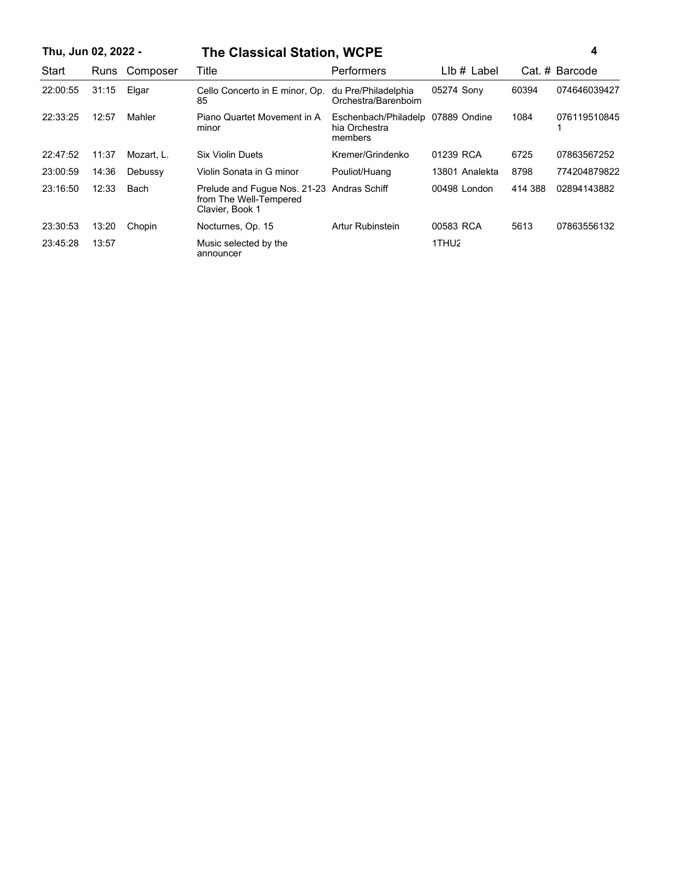**Thu, Jun 02, 2022 -** **The Classical Station, WCPE**

| Start | Runs | Composer | Title | Performers | LIb # | Label | Cat. # | Barcode |
|---|---|---|---|---|---|---|---|---|
| 22:00:55 | 31:15 | Elgar | Cello Concerto in E minor, Op. 85 | du Pre/Philadelphia Orchestra/Barenboim | 05274 | Sony | 60394 | 074646039427 |
| 22:33:25 | 12:57 | Mahler | Piano Quartet Movement in A minor | Eschenbach/Philadelphia Orchestra members | 07889 | Ondine | 1084 | 0761195108451 |
| 22:47:52 | 11:37 | Mozart, L. | Six Violin Duets | Kremer/Grindenko | 01239 | RCA | 6725 | 07863567252 |
| 23:00:59 | 14:36 | Debussy | Violin Sonata in G minor | Pouliot/Huang | 13801 | Analekta | 8798 | 774204879822 |
| 23:16:50 | 12:33 | Bach | Prelude and Fugue Nos. 21-23 from The Well-Tempered Clavier, Book 1 | Andras Schiff | 00498 | London | 414 388 | 02894143882 |
| 23:30:53 | 13:20 | Chopin | Nocturnes, Op. 15 | Artur Rubinstein | 00583 | RCA | 5613 | 07863556132 |
| 23:45:28 | 13:57 | | Music selected by the announcer | | 1THU2 | | | |